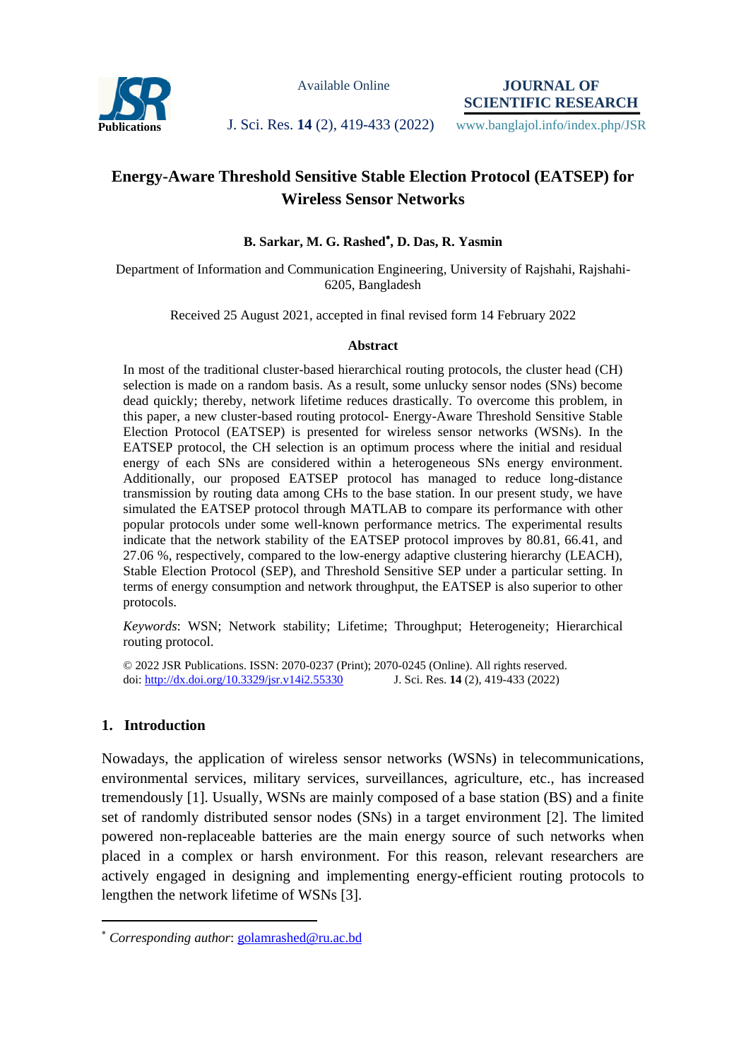# Energy-Aware Threshold Sensitive Stable Election Protocol (EATSEP) for Wireless Sensor Networks

**B. Sarkar, M. G. Rashed*, D. Das, R. Yasmin**

Department of Information and Communication Engineering, University of Rajshahi, Rajshahi-6205, Bangladesh

Received 25 August 2021, accepted in final revised form 14 February 2022

### Abstract

In most of the traditional cluster-based hierarchical routing protocols, the cluster head (CH) selection is made on a random basis. As a result, some unlucky sensor nodes (SNs) become dead quickly; thereby, network lifetime reduces drastically. To overcome this problem, in this paper, a new cluster-based routing protocol- Energy-Aware Threshold Sensitive Stable Election Protocol (EATSEP) is presented for wireless sensor networks (WSNs). In the EATSEP protocol, the CH selection is an optimum process where the initial and residual energy of each SNs are considered within a heterogeneous SNs energy environment. Additionally, our proposed EATSEP protocol has managed to reduce long-distance transmission by routing data among CHs to the base station. In our present study, we have simulated the EATSEP protocol through MATLAB to compare its performance with other popular protocols under some well-known performance metrics. The experimental results indicate that the network stability of the EATSEP protocol improves by 80.81, 66.41, and 27.06 %, respectively, compared to the low-energy adaptive clustering hierarchy (LEACH), Stable Election Protocol (SEP), and Threshold Sensitive SEP under a particular setting. In terms of energy consumption and network throughput, the EATSEP is also superior to other protocols.

*Keywords*: WSN; Network stability; Lifetime; Throughput; Heterogeneity; Hierarchical routing protocol.

© 2022 JSR Publications. ISSN: 2070-0237 (Print); 2070-0245 (Online). All rights reserved.
doi: http://dx.doi.org/10.3329/jsr.v14i2.55330

## 1. Introduction

Nowadays, the application of wireless sensor networks (WSNs) in telecommunications, environmental services, military services, surveillances, agriculture, etc., has increased tremendously [1]. Usually, WSNs are mainly composed of a base station (BS) and a finite set of randomly distributed sensor nodes (SNs) in a target environment [2]. The limited powered non-replaceable batteries are the main energy source of such networks when placed in a complex or harsh environment. For this reason, relevant researchers are actively engaged in designing and implementing energy-efficient routing protocols to lengthen the network lifetime of WSNs [3].

---

* *Corresponding author*: golamrashed@ru.ac.bd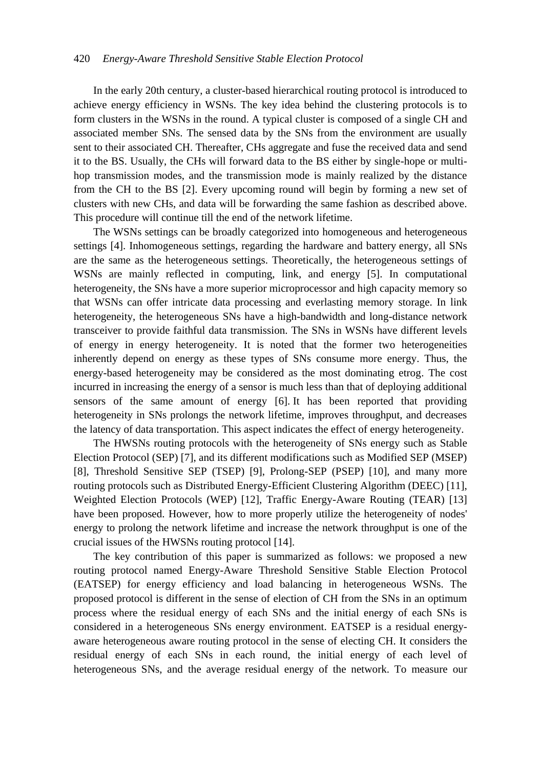In the early 20th century, a cluster-based hierarchical routing protocol is introduced to achieve energy efficiency in WSNs. The key idea behind the clustering protocols is to form clusters in the WSNs in the round. A typical cluster is composed of a single CH and associated member SNs. The sensed data by the SNs from the environment are usually sent to their associated CH. Thereafter, CHs aggregate and fuse the received data and send it to the BS. Usually, the CHs will forward data to the BS either by single-hope or multi-hop transmission modes, and the transmission mode is mainly realized by the distance from the CH to the BS [2]. Every upcoming round will begin by forming a new set of clusters with new CHs, and data will be forwarding the same fashion as described above. This procedure will continue till the end of the network lifetime.

The WSNs settings can be broadly categorized into homogeneous and heterogeneous settings [4]. Inhomogeneous settings, regarding the hardware and battery energy, all SNs are the same as the heterogeneous settings. Theoretically, the heterogeneous settings of WSNs are mainly reflected in computing, link, and energy [5]. In computational heterogeneity, the SNs have a more superior microprocessor and high capacity memory so that WSNs can offer intricate data processing and everlasting memory storage. In link heterogeneity, the heterogeneous SNs have a high-bandwidth and long-distance network transceiver to provide faithful data transmission. The SNs in WSNs have different levels of energy in energy heterogeneity. It is noted that the former two heterogeneities inherently depend on energy as these types of SNs consume more energy. Thus, the energy-based heterogeneity may be considered as the most dominating etrog. The cost incurred in increasing the energy of a sensor is much less than that of deploying additional sensors of the same amount of energy [6]. It has been reported that providing heterogeneity in SNs prolongs the network lifetime, improves throughput, and decreases the latency of data transportation. This aspect indicates the effect of energy heterogeneity.

The HWSNs routing protocols with the heterogeneity of SNs energy such as Stable Election Protocol (SEP) [7], and its different modifications such as Modified SEP (MSEP) [8], Threshold Sensitive SEP (TSEP) [9], Prolong-SEP (PSEP) [10], and many more routing protocols such as Distributed Energy-Efficient Clustering Algorithm (DEEC) [11], Weighted Election Protocols (WEP) [12], Traffic Energy-Aware Routing (TEAR) [13] have been proposed. However, how to more properly utilize the heterogeneity of nodes' energy to prolong the network lifetime and increase the network throughput is one of the crucial issues of the HWSNs routing protocol [14].

The key contribution of this paper is summarized as follows: we proposed a new routing protocol named Energy-Aware Threshold Sensitive Stable Election Protocol (EATSEP) for energy efficiency and load balancing in heterogeneous WSNs. The proposed protocol is different in the sense of election of CH from the SNs in an optimum process where the residual energy of each SNs and the initial energy of each SNs is considered in a heterogeneous SNs energy environment. EATSEP is a residual energy-aware heterogeneous aware routing protocol in the sense of electing CH. It considers the residual energy of each SNs in each round, the initial energy of each level of heterogeneous SNs, and the average residual energy of the network. To measure our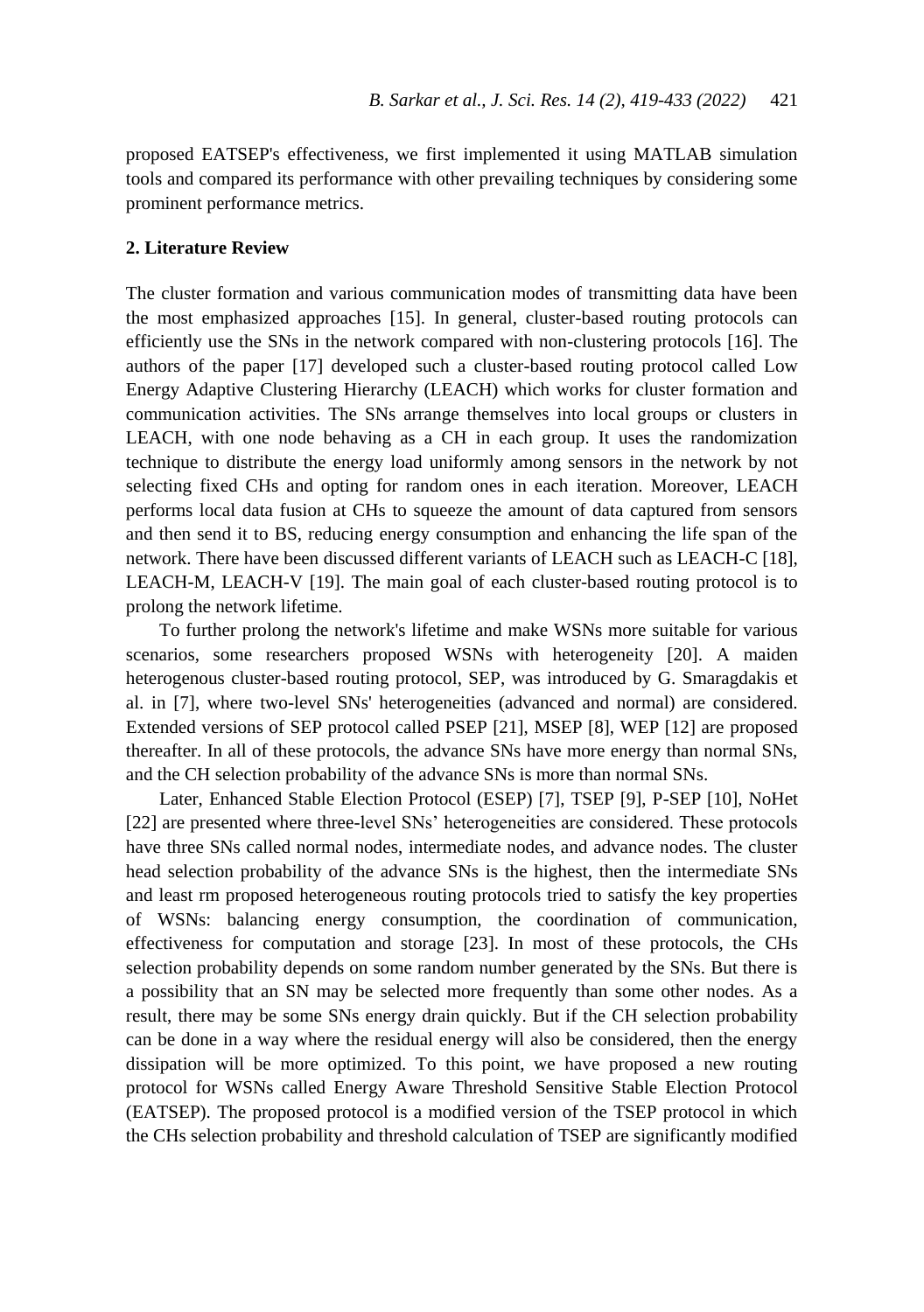proposed EATSEP's effectiveness, we first implemented it using MATLAB simulation tools and compared its performance with other prevailing techniques by considering some prominent performance metrics.

## 2. Literature Review

The cluster formation and various communication modes of transmitting data have been the most emphasized approaches [15]. In general, cluster-based routing protocols can efficiently use the SNs in the network compared with non-clustering protocols [16]. The authors of the paper [17] developed such a cluster-based routing protocol called Low Energy Adaptive Clustering Hierarchy (LEACH) which works for cluster formation and communication activities. The SNs arrange themselves into local groups or clusters in LEACH, with one node behaving as a CH in each group. It uses the randomization technique to distribute the energy load uniformly among sensors in the network by not selecting fixed CHs and opting for random ones in each iteration. Moreover, LEACH performs local data fusion at CHs to squeeze the amount of data captured from sensors and then send it to BS, reducing energy consumption and enhancing the life span of the network. There have been discussed different variants of LEACH such as LEACH-C [18], LEACH-M, LEACH-V [19]. The main goal of each cluster-based routing protocol is to prolong the network lifetime.

To further prolong the network's lifetime and make WSNs more suitable for various scenarios, some researchers proposed WSNs with heterogeneity [20]. A maiden heterogenous cluster-based routing protocol, SEP, was introduced by G. Smaragdakis et al. in [7], where two-level SNs' heterogeneities (advanced and normal) are considered. Extended versions of SEP protocol called PSEP [21], MSEP [8], WEP [12] are proposed thereafter. In all of these protocols, the advance SNs have more energy than normal SNs, and the CH selection probability of the advance SNs is more than normal SNs.

Later, Enhanced Stable Election Protocol (ESEP) [7], TSEP [9], P-SEP [10], NoHet [22] are presented where three-level SNs' heterogeneities are considered. These protocols have three SNs called normal nodes, intermediate nodes, and advance nodes. The cluster head selection probability of the advance SNs is the highest, then the intermediate SNs and least rm proposed heterogeneous routing protocols tried to satisfy the key properties of WSNs: balancing energy consumption, the coordination of communication, effectiveness for computation and storage [23]. In most of these protocols, the CHs selection probability depends on some random number generated by the SNs. But there is a possibility that an SN may be selected more frequently than some other nodes. As a result, there may be some SNs energy drain quickly. But if the CH selection probability can be done in a way where the residual energy will also be considered, then the energy dissipation will be more optimized. To this point, we have proposed a new routing protocol for WSNs called Energy Aware Threshold Sensitive Stable Election Protocol (EATSEP). The proposed protocol is a modified version of the TSEP protocol in which the CHs selection probability and threshold calculation of TSEP are significantly modified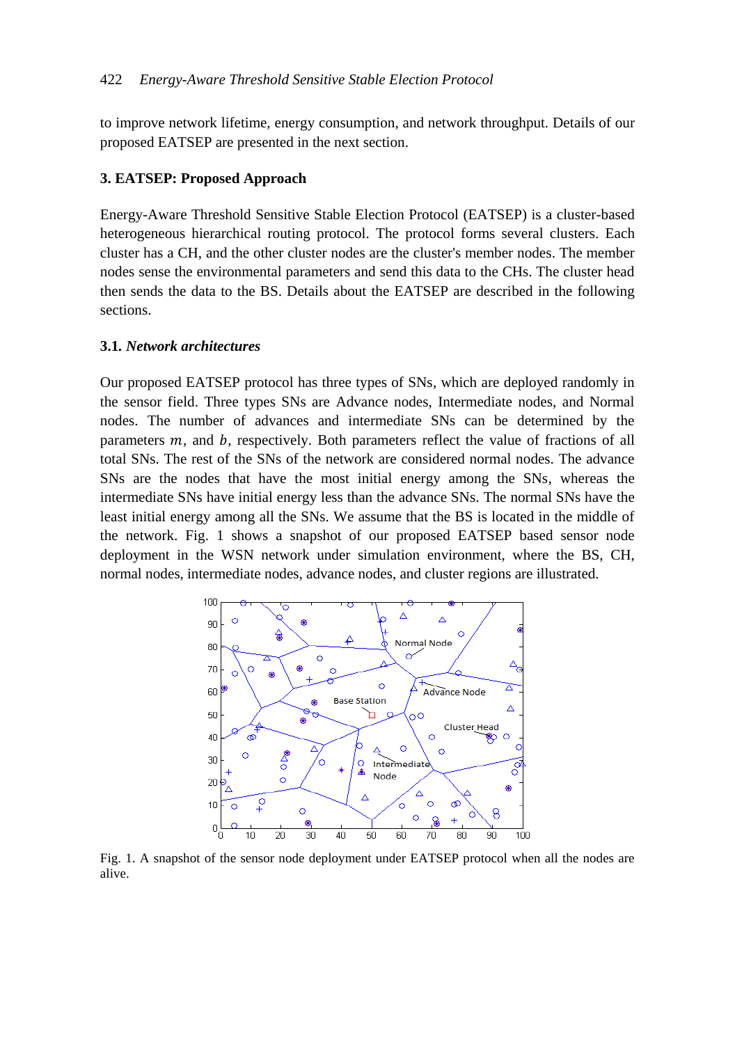to improve network lifetime, energy consumption, and network throughput. Details of our proposed EATSEP are presented in the next section.

## 3. EATSEP: Proposed Approach

Energy-Aware Threshold Sensitive Stable Election Protocol (EATSEP) is a cluster-based heterogeneous hierarchical routing protocol. The protocol forms several clusters. Each cluster has a CH, and the other cluster nodes are the cluster's member nodes. The member nodes sense the environmental parameters and send this data to the CHs. The cluster head then sends the data to the BS. Details about the EATSEP are described in the following sections.

### 3.1. *Network architectures*

Our proposed EATSEP protocol has three types of SNs, which are deployed randomly in the sensor field. Three types SNs are Advance nodes, Intermediate nodes, and Normal nodes. The number of advances and intermediate SNs can be determined by the parameters $m$, and $b$, respectively. Both parameters reflect the value of fractions of all total SNs. The rest of the SNs of the network are considered normal nodes. The advance SNs are the nodes that have the most initial energy among the SNs, whereas the intermediate SNs have initial energy less than the advance SNs. The normal SNs have the least initial energy among all the SNs. We assume that the BS is located in the middle of the network. Fig. 1 shows a snapshot of our proposed EATSEP based sensor node deployment in the WSN network under simulation environment, where the BS, CH, normal nodes, intermediate nodes, advance nodes, and cluster regions are illustrated.

Fig. 1. A snapshot of the sensor node deployment under EATSEP protocol when all the nodes are alive.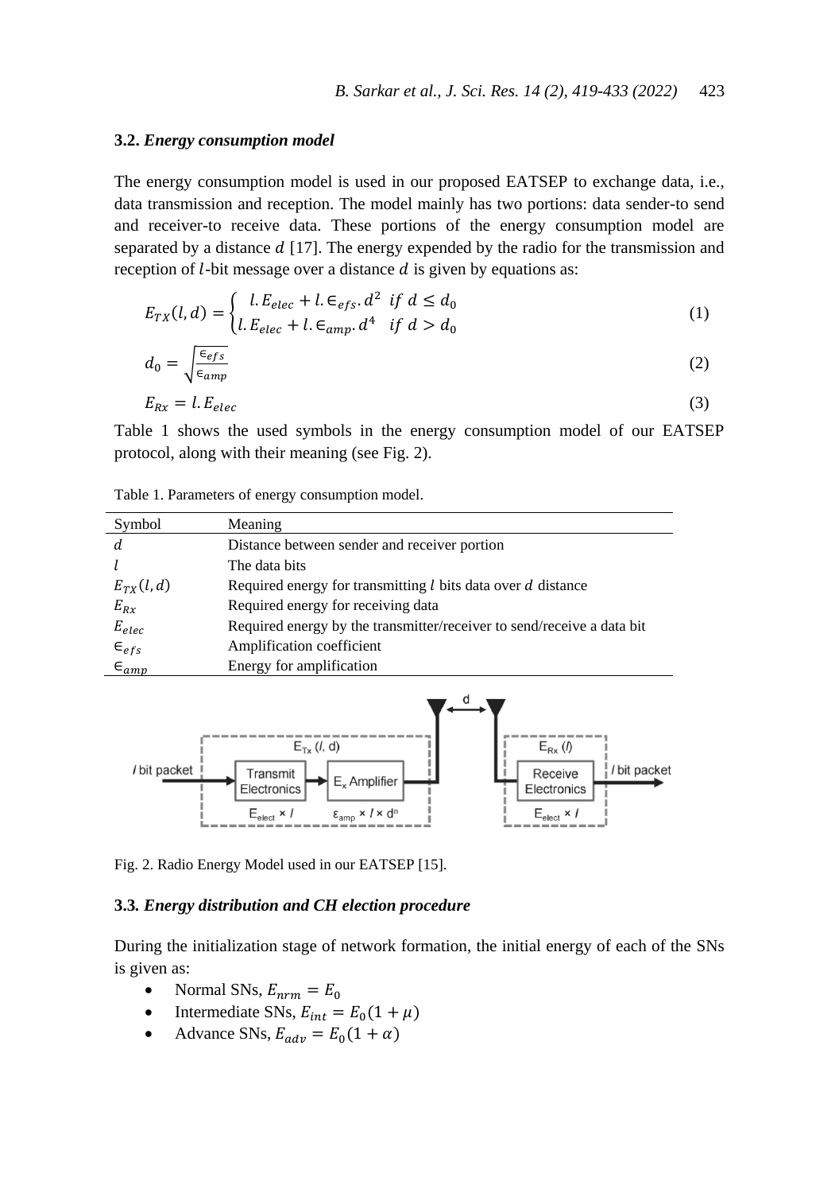### 3.2. *Energy consumption model*

The energy consumption model is used in our proposed EATSEP to exchange data, i.e., data transmission and reception. The model mainly has two portions: data sender-to send and receiver-to receive data. These portions of the energy consumption model are separated by a distance $d$ [17]. The energy expended by the radio for the transmission and reception of $l$-bit message over a distance $d$ is given by equations as:

$$E_{TX}(l,d) = \begin{cases} l.E_{elec} + l.\in_{efs}.d^2 & if\ d \leq d_0 \\ l.E_{elec} + l.\in_{amp}.d^4 & if\ d > d_0 \end{cases} \tag{1}$$

$$d_0 = \sqrt{\frac{\in_{efs}}{\in_{amp}}} \tag{2}$$

$$E_{Rx} = l.E_{elec} \tag{3}$$

Table 1 shows the used symbols in the energy consumption model of our EATSEP protocol, along with their meaning (see Fig. 2).

Table 1. Parameters of energy consumption model.

| Symbol | Meaning |
|---|---|
| $d$ | Distance between sender and receiver portion |
| $l$ | The data bits |
| $E_{TX}(l,d)$ | Required energy for transmitting $l$ bits data over $d$ distance |
| $E_{Rx}$ | Required energy for receiving data |
| $E_{elec}$ | Required energy by the transmitter/receiver to send/receive a data bit |
| $\in_{efs}$ | Amplification coefficient |
| $\in_{amp}$ | Energy for amplification |

Fig. 2. Radio Energy Model used in our EATSEP [15].

### 3.3. *Energy distribution and CH election procedure*

During the initialization stage of network formation, the initial energy of each of the SNs is given as:

- Normal SNs, $E_{nrm} = E_0$
- Intermediate SNs, $E_{int} = E_0(1 + \mu)$
- Advance SNs, $E_{adv} = E_0(1 + \alpha)$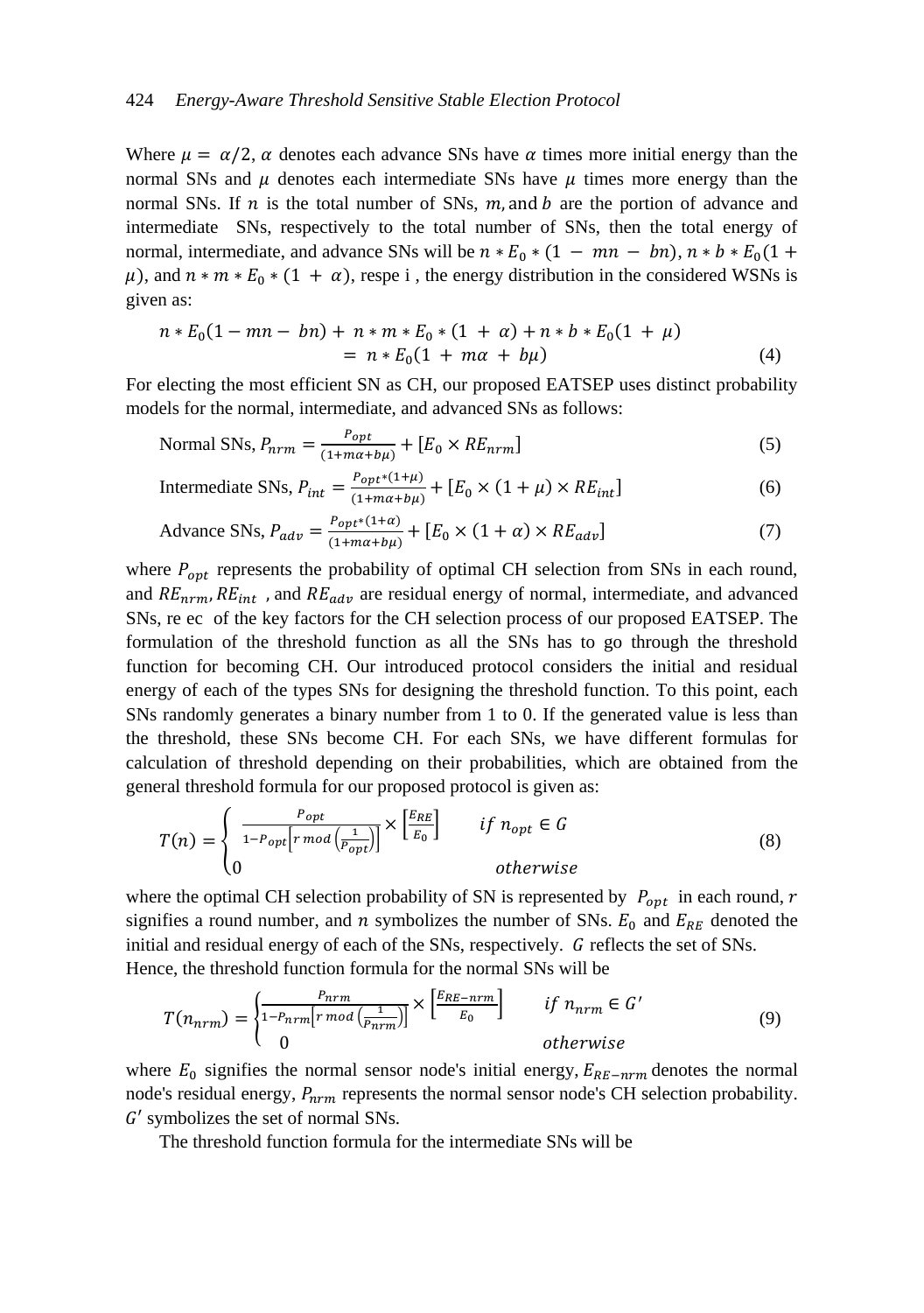Where $\mu = \alpha/2$, $\alpha$ denotes each advance SNs have $\alpha$ times more initial energy than the normal SNs and $\mu$ denotes each intermediate SNs have $\mu$ times more energy than the normal SNs. If $n$ is the total number of SNs, $m$, and $b$ are the portion of advance and intermediate SNs, respectively to the total number of SNs, then the total energy of normal, intermediate, and advance SNs will be $n * E_0 * (1 - mn - bn)$, $n * b * E_0(1 + \mu)$, and $n * m * E_0 * (1 + \alpha)$, respe i , the energy distribution in the considered WSNs is given as:

$$n * E_0(1 - mn - bn) + n * m * E_0 * (1 + \alpha) + n * b * E_0(1 + \mu) = n * E_0(1 + m\alpha + b\mu) \tag{4}$$

For electing the most efficient SN as CH, our proposed EATSEP uses distinct probability models for the normal, intermediate, and advanced SNs as follows:

$$\text{Normal SNs, } P_{nrm} = \frac{P_{opt}}{(1+m\alpha+b\mu)} + [E_0 \times RE_{nrm}] \tag{5}$$

$$\text{Intermediate SNs, } P_{int} = \frac{P_{opt}*(1+\mu)}{(1+m\alpha+b\mu)} + [E_0 \times (1+\mu) \times RE_{int}] \tag{6}$$

$$\text{Advance SNs, } P_{adv} = \frac{P_{opt}*(1+\alpha)}{(1+m\alpha+b\mu)} + [E_0 \times (1+\alpha) \times RE_{adv}] \tag{7}$$

where $P_{opt}$ represents the probability of optimal CH selection from SNs in each round, and $RE_{nrm}$, $RE_{int}$ , and $RE_{adv}$ are residual energy of normal, intermediate, and advanced SNs, re ec of the key factors for the CH selection process of our proposed EATSEP. The formulation of the threshold function as all the SNs has to go through the threshold function for becoming CH. Our introduced protocol considers the initial and residual energy of each of the types SNs for designing the threshold function. To this point, each SNs randomly generates a binary number from 1 to 0. If the generated value is less than the threshold, these SNs become CH. For each SNs, we have different formulas for calculation of threshold depending on their probabilities, which are obtained from the general threshold formula for our proposed protocol is given as:

$$T(n) = \begin{cases} \frac{P_{opt}}{1-P_{opt}\left[r \bmod \left(\frac{1}{P_{opt}}\right)\right]} \times \left[\frac{E_{RE}}{E_0}\right] & if\ n_{opt} \in G \\ 0 & otherwise \end{cases} \tag{8}$$

where the optimal CH selection probability of SN is represented by $P_{opt}$ in each round, $r$ signifies a round number, and $n$ symbolizes the number of SNs. $E_0$ and $E_{RE}$ denoted the initial and residual energy of each of the SNs, respectively. $G$ reflects the set of SNs.
Hence, the threshold function formula for the normal SNs will be

$$T(n_{nrm}) = \begin{cases} \frac{P_{nrm}}{1-P_{nrm}\left[r \bmod \left(\frac{1}{P_{nrm}}\right)\right]} \times \left[\frac{E_{RE-nrm}}{E_0}\right] & if\ n_{nrm} \in G' \\ 0 & otherwise \end{cases} \tag{9}$$

where $E_0$ signifies the normal sensor node's initial energy, $E_{RE-nrm}$ denotes the normal node's residual energy, $P_{nrm}$ represents the normal sensor node's CH selection probability. $G'$ symbolizes the set of normal SNs.

The threshold function formula for the intermediate SNs will be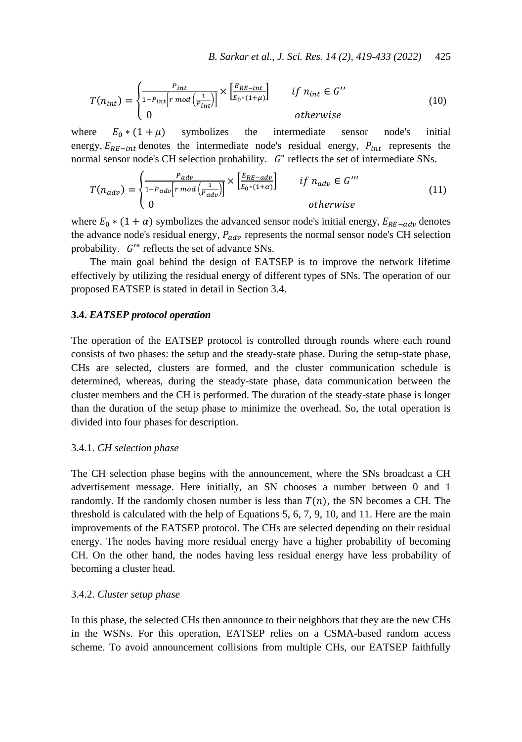$$T(n_{int}) = \begin{cases} \frac{P_{int}}{1-P_{int}\left[r \bmod \left(\frac{1}{P_{int}}\right)\right]} \times \left[\frac{E_{RE-int}}{E_0*(1+\mu)}\right] & \text{if } n_{int} \in G'' \\ 0 & \text{otherwise} \end{cases} \tag{10}$$

where $E_0 * (1 + \mu)$ symbolizes the intermediate sensor node's initial energy, $E_{RE-int}$ denotes the intermediate node's residual energy, $P_{int}$ represents the normal sensor node's CH selection probability. $G''$ reflects the set of intermediate SNs.

$$T(n_{adv}) = \begin{cases} \frac{P_{adv}}{1-P_{adv}\left[r \bmod \left(\frac{1}{P_{adv}}\right)\right]} \times \left[\frac{E_{RE-adv}}{E_0*(1+\alpha)}\right] & \text{if } n_{adv} \in G''' \\ 0 & \text{otherwise} \end{cases} \tag{11}$$

where $E_0 * (1 + \alpha)$ symbolizes the advanced sensor node's initial energy, $E_{RE-adv}$ denotes the advance node's residual energy, $P_{adv}$ represents the normal sensor node's CH selection probability. $G'''$ reflects the set of advance SNs.

The main goal behind the design of EATSEP is to improve the network lifetime effectively by utilizing the residual energy of different types of SNs. The operation of our proposed EATSEP is stated in detail in Section 3.4.

### 3.4. *EATSEP protocol operation*

The operation of the EATSEP protocol is controlled through rounds where each round consists of two phases: the setup and the steady-state phase. During the setup-state phase, CHs are selected, clusters are formed, and the cluster communication schedule is determined, whereas, during the steady-state phase, data communication between the cluster members and the CH is performed. The duration of the steady-state phase is longer than the duration of the setup phase to minimize the overhead. So, the total operation is divided into four phases for description.

#### 3.4.1. *CH selection phase*

The CH selection phase begins with the announcement, where the SNs broadcast a CH advertisement message. Here initially, an SN chooses a number between 0 and 1 randomly. If the randomly chosen number is less than $T(n)$, the SN becomes a CH. The threshold is calculated with the help of Equations 5, 6, 7, 9, 10, and 11. Here are the main improvements of the EATSEP protocol. The CHs are selected depending on their residual energy. The nodes having more residual energy have a higher probability of becoming CH. On the other hand, the nodes having less residual energy have less probability of becoming a cluster head.

#### 3.4.2. *Cluster setup phase*

In this phase, the selected CHs then announce to their neighbors that they are the new CHs in the WSNs. For this operation, EATSEP relies on a CSMA-based random access scheme. To avoid announcement collisions from multiple CHs, our EATSEP faithfully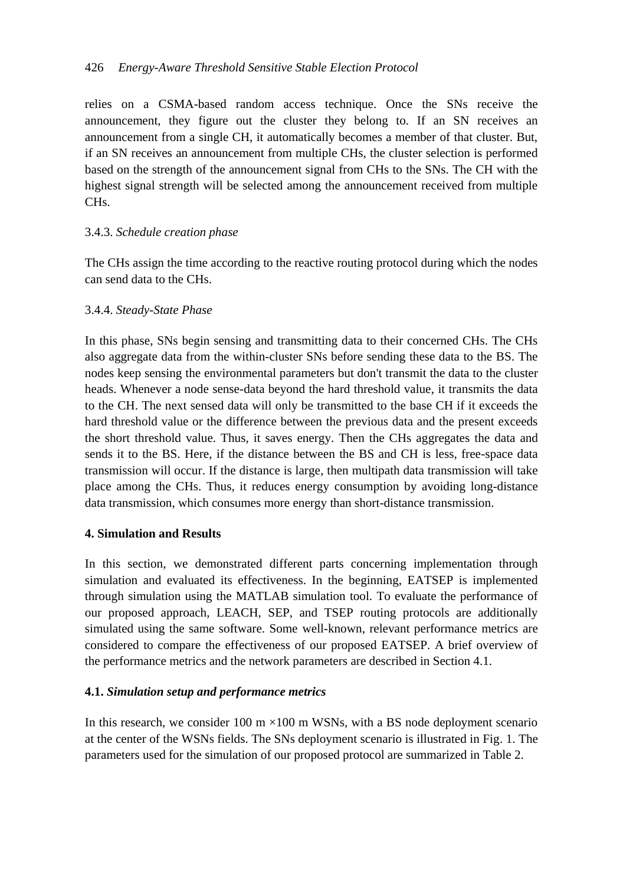relies on a CSMA-based random access technique. Once the SNs receive the announcement, they figure out the cluster they belong to. If an SN receives an announcement from a single CH, it automatically becomes a member of that cluster. But, if an SN receives an announcement from multiple CHs, the cluster selection is performed based on the strength of the announcement signal from CHs to the SNs. The CH with the highest signal strength will be selected among the announcement received from multiple CHs.

#### 3.4.3. *Schedule creation phase*

The CHs assign the time according to the reactive routing protocol during which the nodes can send data to the CHs.

#### 3.4.4. *Steady-State Phase*

In this phase, SNs begin sensing and transmitting data to their concerned CHs. The CHs also aggregate data from the within-cluster SNs before sending these data to the BS. The nodes keep sensing the environmental parameters but don't transmit the data to the cluster heads. Whenever a node sense-data beyond the hard threshold value, it transmits the data to the CH. The next sensed data will only be transmitted to the base CH if it exceeds the hard threshold value or the difference between the previous data and the present exceeds the short threshold value. Thus, it saves energy. Then the CHs aggregates the data and sends it to the BS. Here, if the distance between the BS and CH is less, free-space data transmission will occur. If the distance is large, then multipath data transmission will take place among the CHs. Thus, it reduces energy consumption by avoiding long-distance data transmission, which consumes more energy than short-distance transmission.

## 4. Simulation and Results

In this section, we demonstrated different parts concerning implementation through simulation and evaluated its effectiveness. In the beginning, EATSEP is implemented through simulation using the MATLAB simulation tool. To evaluate the performance of our proposed approach, LEACH, SEP, and TSEP routing protocols are additionally simulated using the same software. Some well-known, relevant performance metrics are considered to compare the effectiveness of our proposed EATSEP. A brief overview of the performance metrics and the network parameters are described in Section 4.1.

### 4.1. *Simulation setup and performance metrics*

In this research, we consider 100 m ×100 m WSNs, with a BS node deployment scenario at the center of the WSNs fields. The SNs deployment scenario is illustrated in Fig. 1. The parameters used for the simulation of our proposed protocol are summarized in Table 2.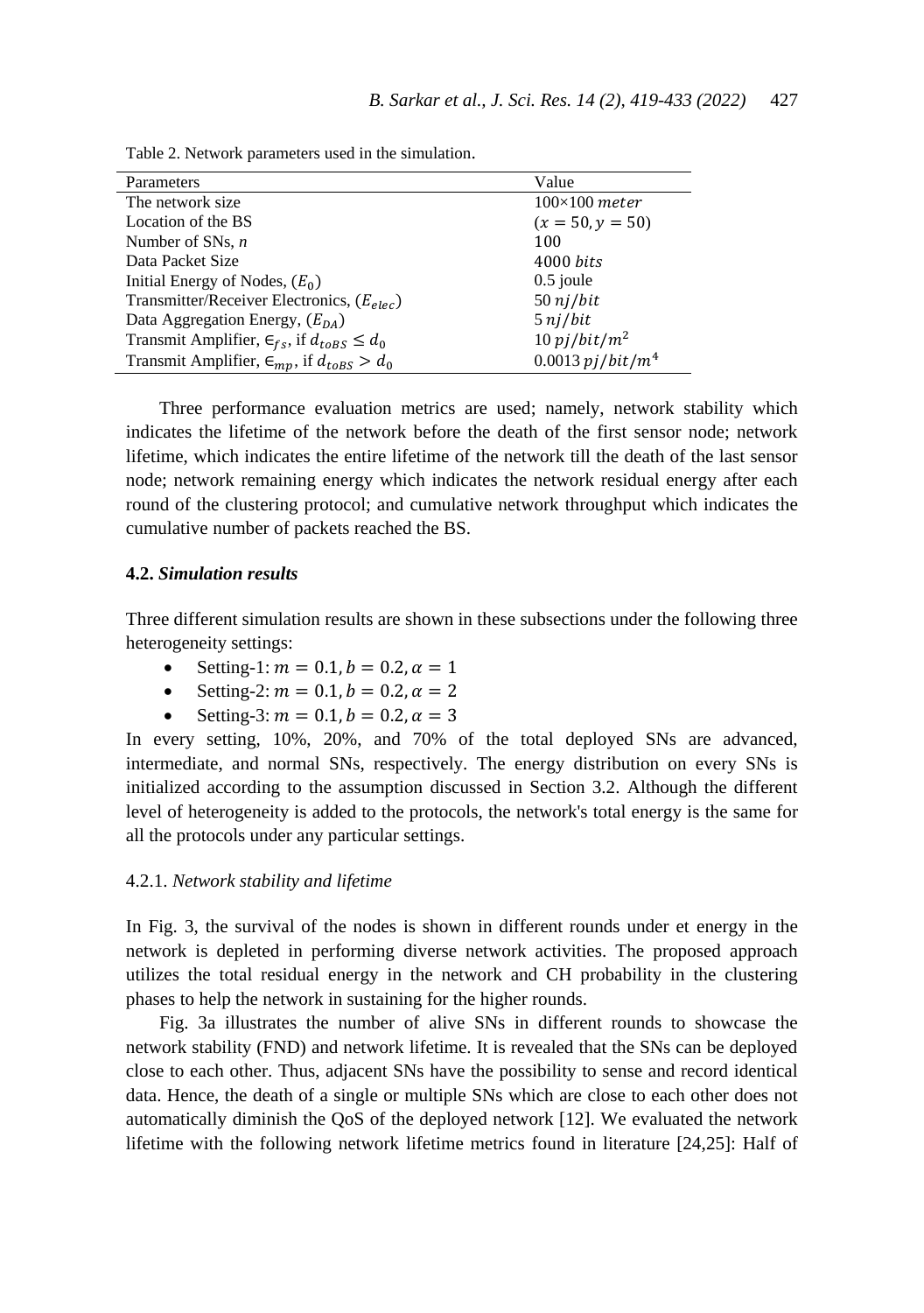Table 2. Network parameters used in the simulation.

| Parameters | Value |
|---|---|
| The network size | $100{\times}100\ meter$ |
| Location of the BS | $(x = 50, y = 50)$ |
| Number of SNs, $n$ | 100 |
| Data Packet Size | $4000\ bits$ |
| Initial Energy of Nodes, $(E_0)$ | 0.5 joule |
| Transmitter/Receiver Electronics, $(E_{elec})$ | $50\ nj/bit$ |
| Data Aggregation Energy, $(E_{DA})$ | $5\ nj/bit$ |
| Transmit Amplifier, $\in_{fs}$, if $d_{toBS} \leq d_0$ | $10\ pj/bit/m^2$ |
| Transmit Amplifier, $\in_{mp}$, if $d_{toBS} > d_0$ | $0.0013\ pj/bit/m^4$ |

Three performance evaluation metrics are used; namely, network stability which indicates the lifetime of the network before the death of the first sensor node; network lifetime, which indicates the entire lifetime of the network till the death of the last sensor node; network remaining energy which indicates the network residual energy after each round of the clustering protocol; and cumulative network throughput which indicates the cumulative number of packets reached the BS.

### 4.2. *Simulation results*

Three different simulation results are shown in these subsections under the following three heterogeneity settings:

- Setting-1: $m = 0.1, b = 0.2, \alpha = 1$
- Setting-2: $m = 0.1, b = 0.2, \alpha = 2$
- Setting-3: $m = 0.1, b = 0.2, \alpha = 3$

In every setting, 10%, 20%, and 70% of the total deployed SNs are advanced, intermediate, and normal SNs, respectively. The energy distribution on every SNs is initialized according to the assumption discussed in Section 3.2. Although the different level of heterogeneity is added to the protocols, the network's total energy is the same for all the protocols under any particular settings.

#### 4.2.1. *Network stability and lifetime*

In Fig. 3, the survival of the nodes is shown in different rounds under et energy in the network is depleted in performing diverse network activities. The proposed approach utilizes the total residual energy in the network and CH probability in the clustering phases to help the network in sustaining for the higher rounds.

Fig. 3a illustrates the number of alive SNs in different rounds to showcase the network stability (FND) and network lifetime. It is revealed that the SNs can be deployed close to each other. Thus, adjacent SNs have the possibility to sense and record identical data. Hence, the death of a single or multiple SNs which are close to each other does not automatically diminish the QoS of the deployed network [12]. We evaluated the network lifetime with the following network lifetime metrics found in literature [24,25]: Half of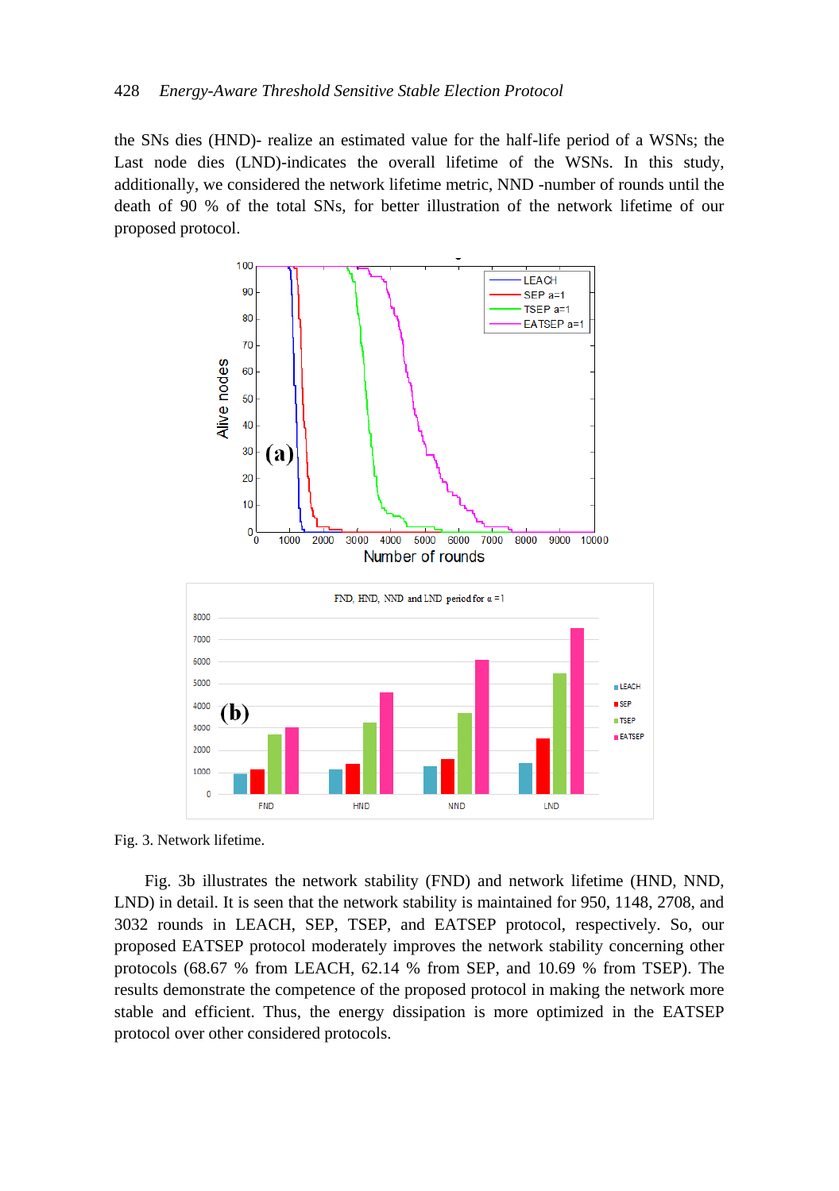the SNs dies (HND)- realize an estimated value for the half-life period of a WSNs; the Last node dies (LND)-indicates the overall lifetime of the WSNs. In this study, additionally, we considered the network lifetime metric, NND -number of rounds until the death of 90 % of the total SNs, for better illustration of the network lifetime of our proposed protocol.

Fig. 3. Network lifetime.

Fig. 3b illustrates the network stability (FND) and network lifetime (HND, NND, LND) in detail. It is seen that the network stability is maintained for 950, 1148, 2708, and 3032 rounds in LEACH, SEP, TSEP, and EATSEP protocol, respectively. So, our proposed EATSEP protocol moderately improves the network stability concerning other protocols (68.67 % from LEACH, 62.14 % from SEP, and 10.69 % from TSEP). The results demonstrate the competence of the proposed protocol in making the network more stable and efficient. Thus, the energy dissipation is more optimized in the EATSEP protocol over other considered protocols.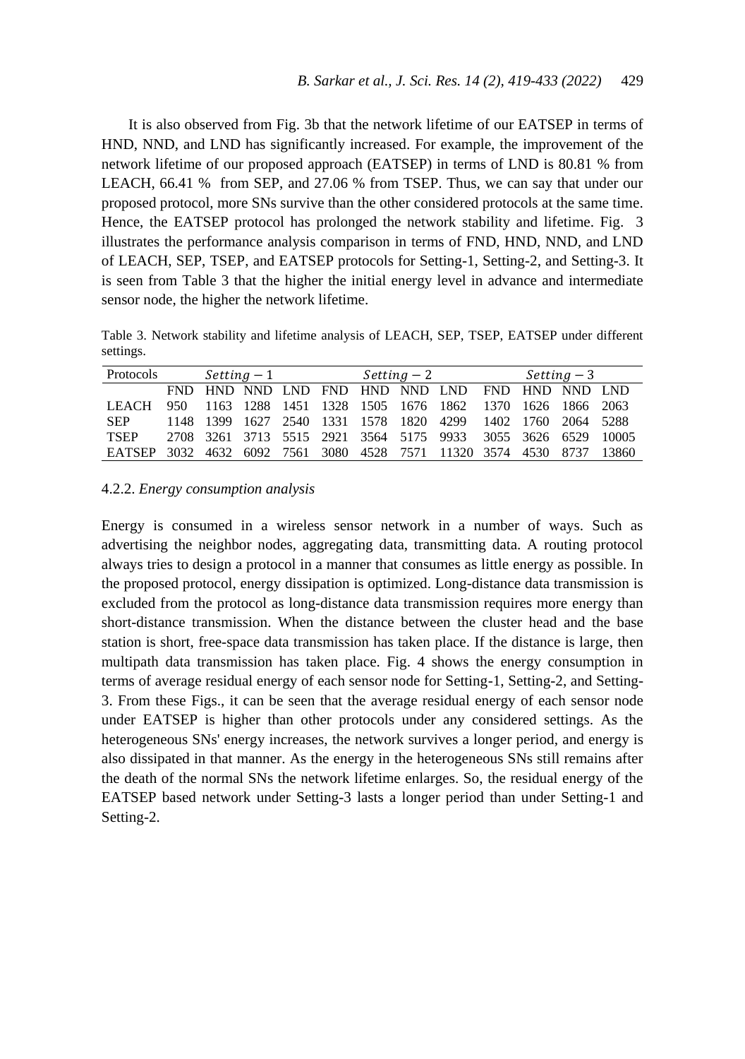It is also observed from Fig. 3b that the network lifetime of our EATSEP in terms of HND, NND, and LND has significantly increased. For example, the improvement of the network lifetime of our proposed approach (EATSEP) in terms of LND is 80.81 % from LEACH, 66.41 % from SEP, and 27.06 % from TSEP. Thus, we can say that under our proposed protocol, more SNs survive than the other considered protocols at the same time. Hence, the EATSEP protocol has prolonged the network stability and lifetime. Fig. 3 illustrates the performance analysis comparison in terms of FND, HND, NND, and LND of LEACH, SEP, TSEP, and EATSEP protocols for Setting-1, Setting-2, and Setting-3. It is seen from Table 3 that the higher the initial energy level in advance and intermediate sensor node, the higher the network lifetime.

Table 3. Network stability and lifetime analysis of LEACH, SEP, TSEP, EATSEP under different settings.

| Protocols | $Setting-1$ | | | | $Setting-2$ | | | | $Setting-3$ | | | |
|---|---|---|---|---|---|---|---|---|---|---|---|---|
| | FND | HND | NND | LND | FND | HND | NND | LND | FND | HND | NND | LND |
| LEACH | 950 | 1163 | 1288 | 1451 | 1328 | 1505 | 1676 | 1862 | 1370 | 1626 | 1866 | 2063 |
| SEP | 1148 | 1399 | 1627 | 2540 | 1331 | 1578 | 1820 | 4299 | 1402 | 1760 | 2064 | 5288 |
| TSEP | 2708 | 3261 | 3713 | 5515 | 2921 | 3564 | 5175 | 9933 | 3055 | 3626 | 6529 | 10005 |
| EATSEP | 3032 | 4632 | 6092 | 7561 | 3080 | 4528 | 7571 | 11320 | 3574 | 4530 | 8737 | 13860 |

#### 4.2.2. *Energy consumption analysis*

Energy is consumed in a wireless sensor network in a number of ways. Such as advertising the neighbor nodes, aggregating data, transmitting data. A routing protocol always tries to design a protocol in a manner that consumes as little energy as possible. In the proposed protocol, energy dissipation is optimized. Long-distance data transmission is excluded from the protocol as long-distance data transmission requires more energy than short-distance transmission. When the distance between the cluster head and the base station is short, free-space data transmission has taken place. If the distance is large, then multipath data transmission has taken place. Fig. 4 shows the energy consumption in terms of average residual energy of each sensor node for Setting-1, Setting-2, and Setting-3. From these Figs., it can be seen that the average residual energy of each sensor node under EATSEP is higher than other protocols under any considered settings. As the heterogeneous SNs' energy increases, the network survives a longer period, and energy is also dissipated in that manner. As the energy in the heterogeneous SNs still remains after the death of the normal SNs the network lifetime enlarges. So, the residual energy of the EATSEP based network under Setting-3 lasts a longer period than under Setting-1 and Setting-2.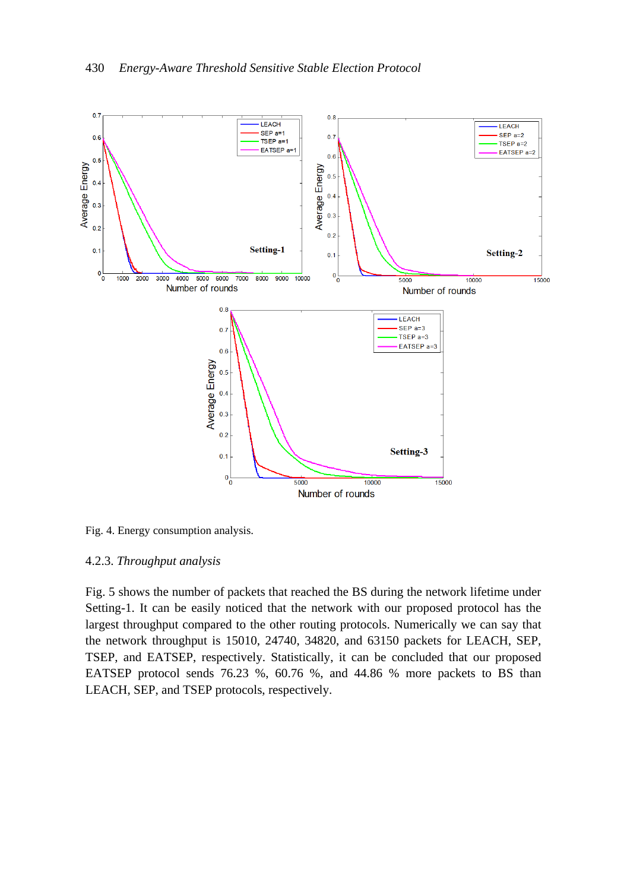Fig. 4. Energy consumption analysis.

### 4.2.3. *Throughput analysis*

Fig. 5 shows the number of packets that reached the BS during the network lifetime under Setting-1. It can be easily noticed that the network with our proposed protocol has the largest throughput compared to the other routing protocols. Numerically we can say that the network throughput is 15010, 24740, 34820, and 63150 packets for LEACH, SEP, TSEP, and EATSEP, respectively. Statistically, it can be concluded that our proposed EATSEP protocol sends 76.23 %, 60.76 %, and 44.86 % more packets to BS than LEACH, SEP, and TSEP protocols, respectively.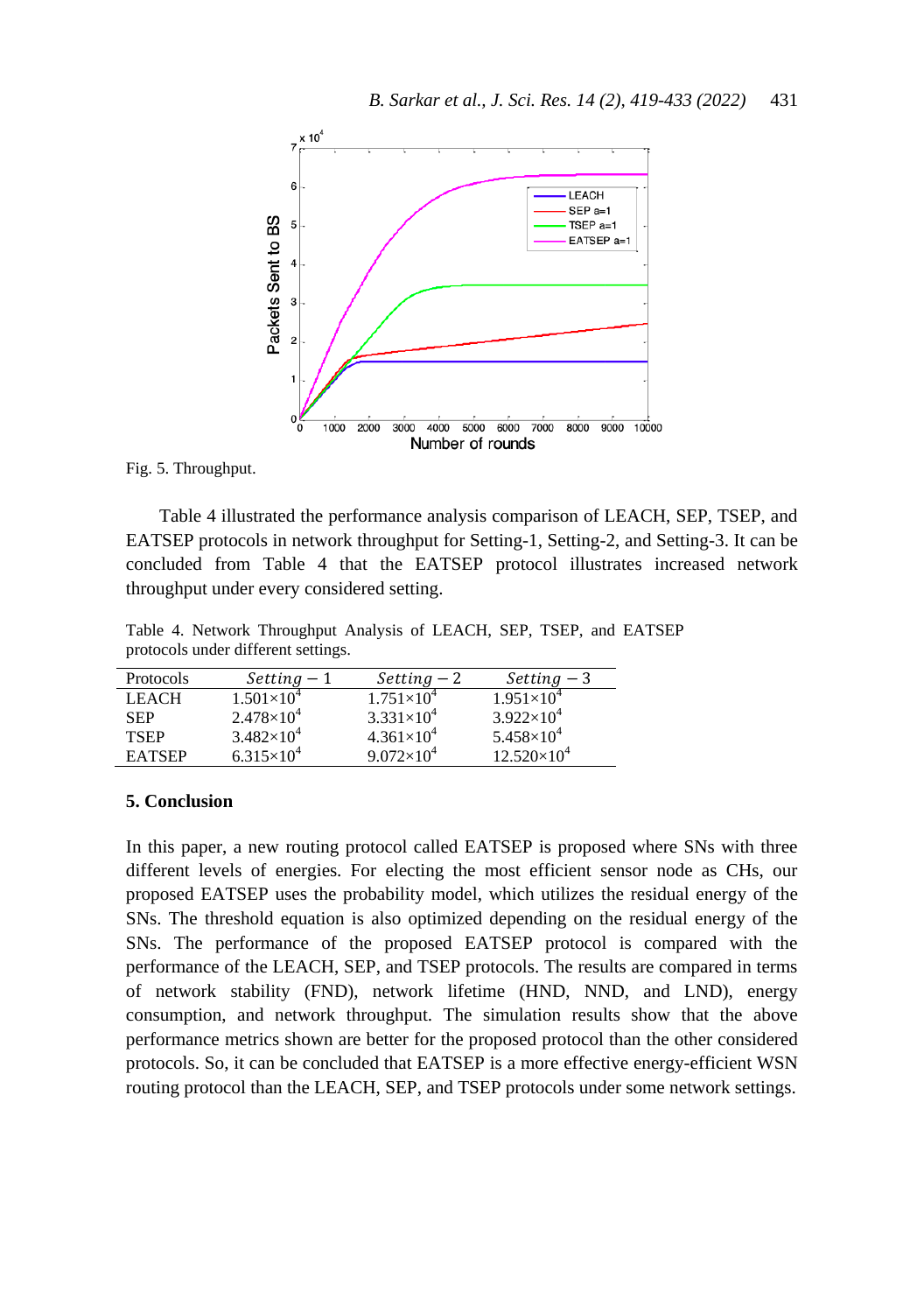Fig. 5. Throughput.

Table 4 illustrated the performance analysis comparison of LEACH, SEP, TSEP, and EATSEP protocols in network throughput for Setting-1, Setting-2, and Setting-3. It can be concluded from Table 4 that the EATSEP protocol illustrates increased network throughput under every considered setting.

Table 4. Network Throughput Analysis of LEACH, SEP, TSEP, and EATSEP protocols under different settings.

| Protocols | $Setting - 1$ | $Setting - 2$ | $Setting - 3$ |
|---|---|---|---|
| LEACH | $1.501\times10^{4}$ | $1.751\times10^{4}$ | $1.951\times10^{4}$ |
| SEP | $2.478\times10^{4}$ | $3.331\times10^{4}$ | $3.922\times10^{4}$ |
| TSEP | $3.482\times10^{4}$ | $4.361\times10^{4}$ | $5.458\times10^{4}$ |
| EATSEP | $6.315\times10^{4}$ | $9.072\times10^{4}$ | $12.520\times10^{4}$ |

## 5. Conclusion

In this paper, a new routing protocol called EATSEP is proposed where SNs with three different levels of energies. For electing the most efficient sensor node as CHs, our proposed EATSEP uses the probability model, which utilizes the residual energy of the SNs. The threshold equation is also optimized depending on the residual energy of the SNs. The performance of the proposed EATSEP protocol is compared with the performance of the LEACH, SEP, and TSEP protocols. The results are compared in terms of network stability (FND), network lifetime (HND, NND, and LND), energy consumption, and network throughput. The simulation results show that the above performance metrics shown are better for the proposed protocol than the other considered protocols. So, it can be concluded that EATSEP is a more effective energy-efficient WSN routing protocol than the LEACH, SEP, and TSEP protocols under some network settings.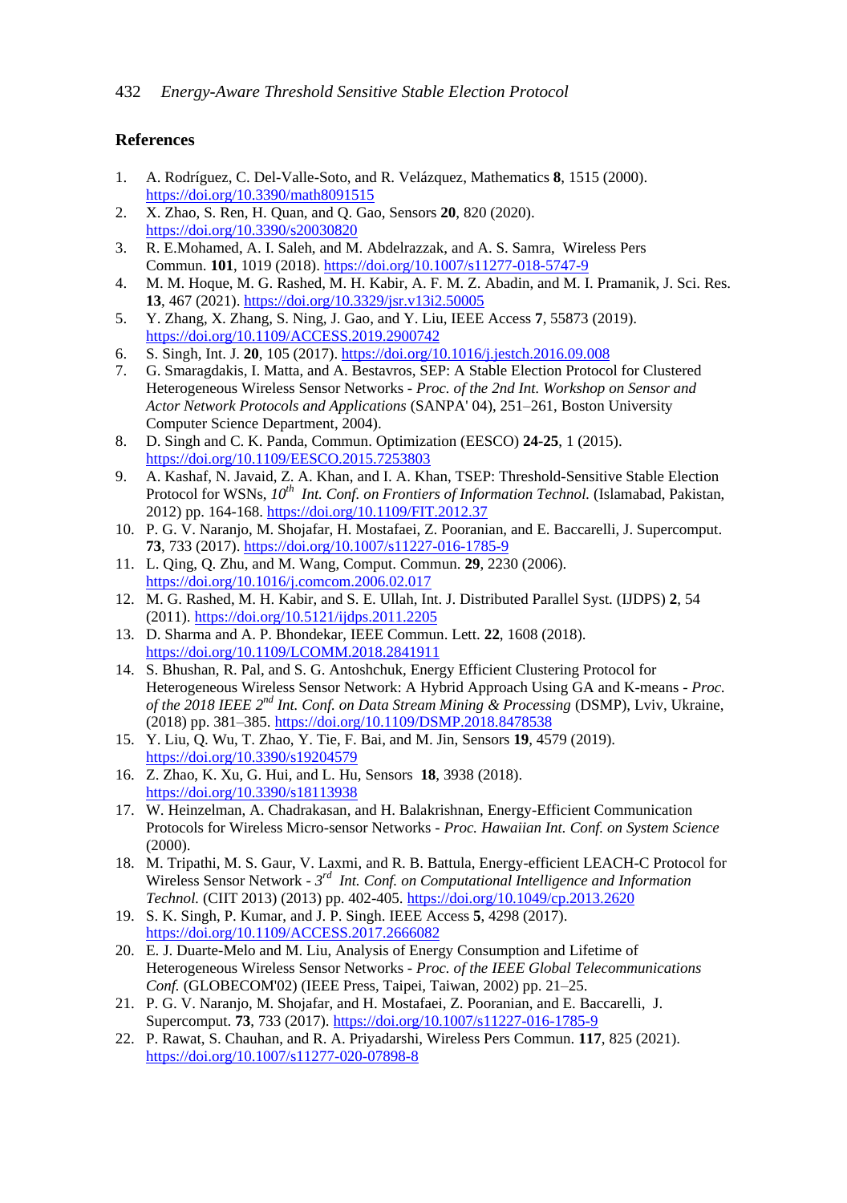## References

1. A. Rodríguez, C. Del-Valle-Soto, and R. Velázquez, Mathematics **8**, 1515 (2000). https://doi.org/10.3390/math8091515
2. X. Zhao, S. Ren, H. Quan, and Q. Gao, Sensors **20**, 820 (2020). https://doi.org/10.3390/s20030820
3. R. E.Mohamed, A. I. Saleh, and M. Abdelrazzak, and A. S. Samra, Wireless Pers Commun. **101**, 1019 (2018). https://doi.org/10.1007/s11277-018-5747-9
4. M. M. Hoque, M. G. Rashed, M. H. Kabir, A. F. M. Z. Abadin, and M. I. Pramanik, J. Sci. Res. **13**, 467 (2021). https://doi.org/10.3329/jsr.v13i2.50005
5. Y. Zhang, X. Zhang, S. Ning, J. Gao, and Y. Liu, IEEE Access **7**, 55873 (2019). https://doi.org/10.1109/ACCESS.2019.2900742
6. S. Singh, Int. J. **20**, 105 (2017). https://doi.org/10.1016/j.jestch.2016.09.008
7. G. Smaragdakis, I. Matta, and A. Bestavros, SEP: A Stable Election Protocol for Clustered Heterogeneous Wireless Sensor Networks - *Proc. of the 2nd Int. Workshop on Sensor and Actor Network Protocols and Applications* (SANPA' 04), 251–261, Boston University Computer Science Department, 2004).
8. D. Singh and C. K. Panda, Commun. Optimization (EESCO) **24-25**, 1 (2015). https://doi.org/10.1109/EESCO.2015.7253803
9. A. Kashaf, N. Javaid, Z. A. Khan, and I. A. Khan, TSEP: Threshold-Sensitive Stable Election Protocol for WSNs, *10th Int. Conf. on Frontiers of Information Technol.* (Islamabad, Pakistan, 2012) pp. 164-168. https://doi.org/10.1109/FIT.2012.37
10. P. G. V. Naranjo, M. Shojafar, H. Mostafaei, Z. Pooranian, and E. Baccarelli, J. Supercomput. **73**, 733 (2017). https://doi.org/10.1007/s11227-016-1785-9
11. L. Qing, Q. Zhu, and M. Wang, Comput. Commun. **29**, 2230 (2006). https://doi.org/10.1016/j.comcom.2006.02.017
12. M. G. Rashed, M. H. Kabir, and S. E. Ullah, Int. J. Distributed Parallel Syst. (IJDPS) **2**, 54 (2011). https://doi.org/10.5121/ijdps.2011.2205
13. D. Sharma and A. P. Bhondekar, IEEE Commun. Lett. **22**, 1608 (2018). https://doi.org/10.1109/LCOMM.2018.2841911
14. S. Bhushan, R. Pal, and S. G. Antoshchuk, Energy Efficient Clustering Protocol for Heterogeneous Wireless Sensor Network: A Hybrid Approach Using GA and K-means - *Proc. of the 2018 IEEE 2nd Int. Conf. on Data Stream Mining & Processing* (DSMP), Lviv, Ukraine, (2018) pp. 381–385. https://doi.org/10.1109/DSMP.2018.8478538
15. Y. Liu, Q. Wu, T. Zhao, Y. Tie, F. Bai, and M. Jin, Sensors **19**, 4579 (2019). https://doi.org/10.3390/s19204579
16. Z. Zhao, K. Xu, G. Hui, and L. Hu, Sensors **18**, 3938 (2018). https://doi.org/10.3390/s18113938
17. W. Heinzelman, A. Chadrakasan, and H. Balakrishnan, Energy-Efficient Communication Protocols for Wireless Micro-sensor Networks - *Proc. Hawaiian Int. Conf. on System Science* (2000).
18. M. Tripathi, M. S. Gaur, V. Laxmi, and R. B. Battula, Energy-efficient LEACH-C Protocol for Wireless Sensor Network - *3rd Int. Conf. on Computational Intelligence and Information Technol.* (CIIT 2013) (2013) pp. 402-405. https://doi.org/10.1049/cp.2013.2620
19. S. K. Singh, P. Kumar, and J. P. Singh. IEEE Access **5**, 4298 (2017). https://doi.org/10.1109/ACCESS.2017.2666082
20. E. J. Duarte-Melo and M. Liu, Analysis of Energy Consumption and Lifetime of Heterogeneous Wireless Sensor Networks - *Proc. of the IEEE Global Telecommunications Conf.* (GLOBECOM'02) (IEEE Press, Taipei, Taiwan, 2002) pp. 21–25.
21. P. G. V. Naranjo, M. Shojafar, and H. Mostafaei, Z. Pooranian, and E. Baccarelli, J. Supercomput. **73**, 733 (2017). https://doi.org/10.1007/s11227-016-1785-9
22. P. Rawat, S. Chauhan, and R. A. Priyadarshi, Wireless Pers Commun. **117**, 825 (2021). https://doi.org/10.1007/s11277-020-07898-8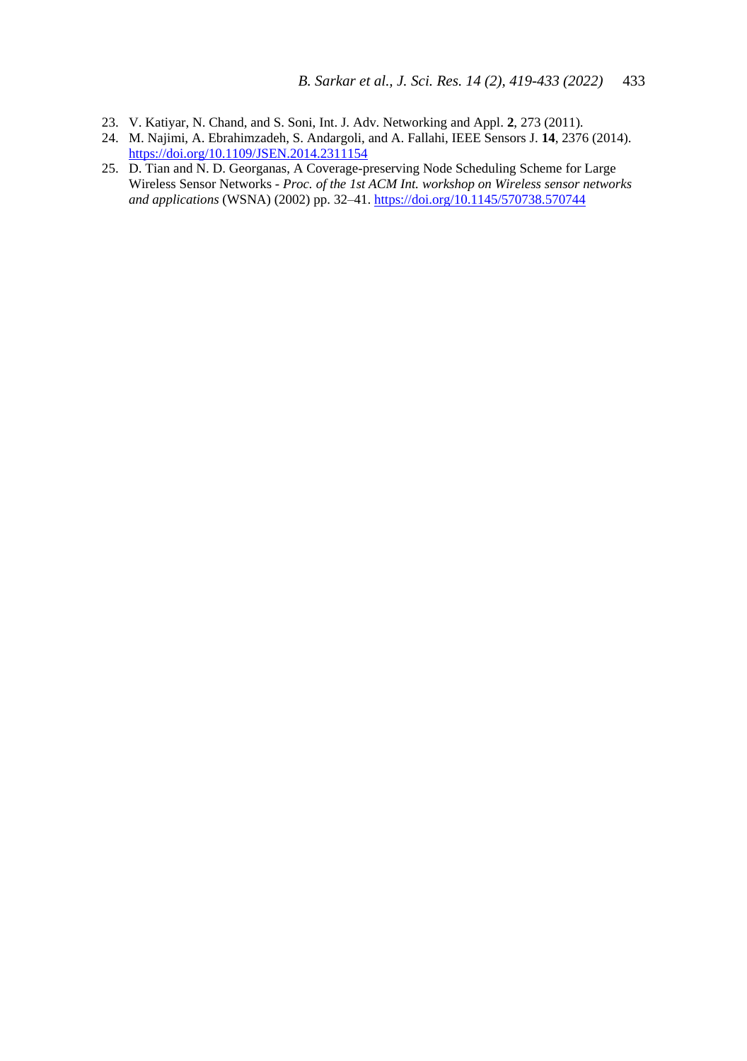23. V. Katiyar, N. Chand, and S. Soni, Int. J. Adv. Networking and Appl. **2**, 273 (2011).
24. M. Najimi, A. Ebrahimzadeh, S. Andargoli, and A. Fallahi, IEEE Sensors J. **14**, 2376 (2014). https://doi.org/10.1109/JSEN.2014.2311154
25. D. Tian and N. D. Georganas, A Coverage-preserving Node Scheduling Scheme for Large Wireless Sensor Networks - *Proc. of the 1st ACM Int. workshop on Wireless sensor networks and applications* (WSNA) (2002) pp. 32–41. https://doi.org/10.1145/570738.570744